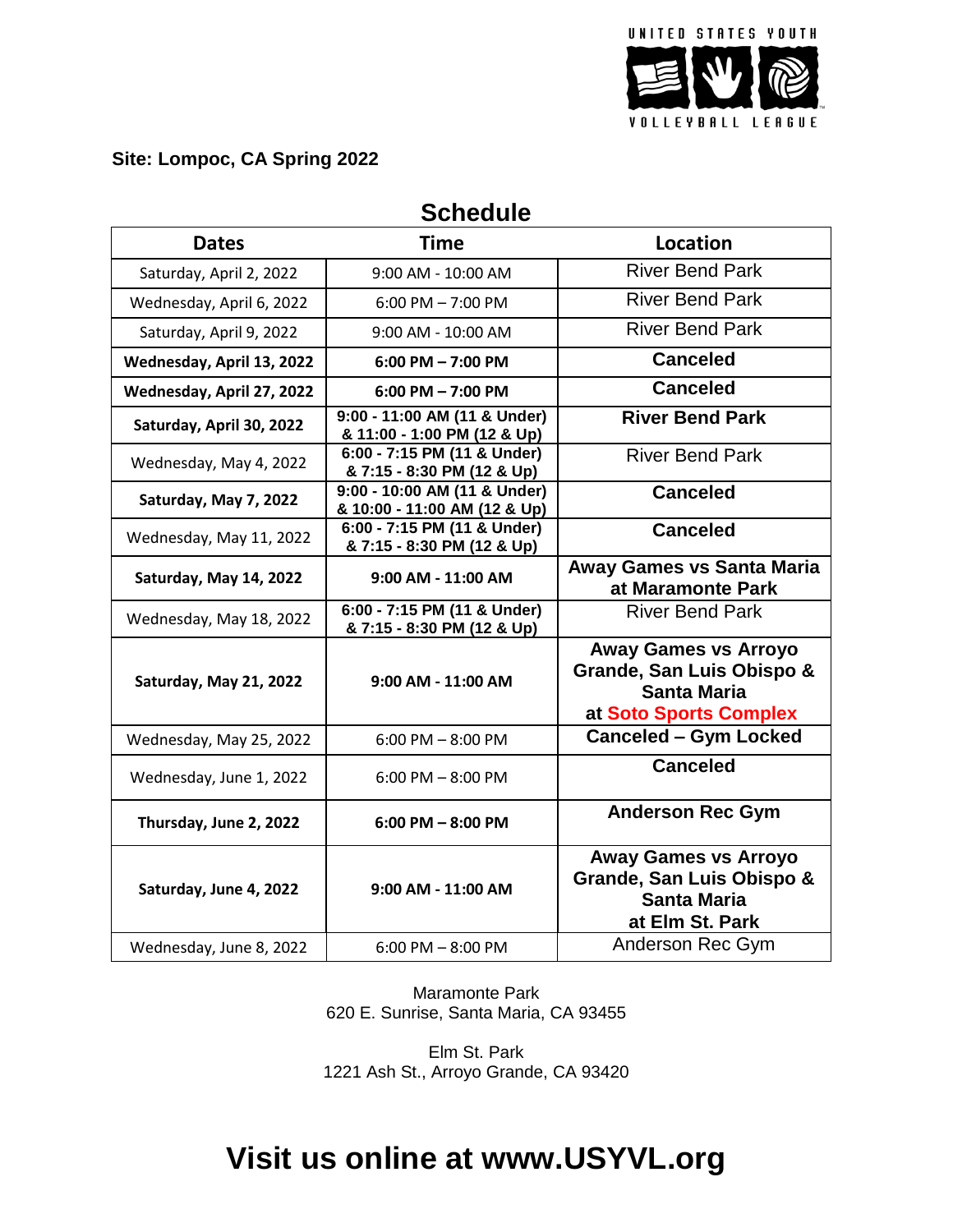UNITED STATES YOUTH VOLLEYBALL LEAGUE

**Site: Lompoc, CA Spring 2022**

## Schedule

| Dates | Time | Location |
|---|---|---|
| Saturday, April 2, 2022 | 9:00 AM - 10:00 AM | River Bend Park |
| Wednesday, April 6, 2022 | 6:00 PM – 7:00 PM | River Bend Park |
| Saturday, April 9, 2022 | 9:00 AM - 10:00 AM | River Bend Park |
| **Wednesday, April 13, 2022** | **6:00 PM – 7:00 PM** | **Canceled** |
| **Wednesday, April 27, 2022** | **6:00 PM – 7:00 PM** | **Canceled** |
| **Saturday, April 30, 2022** | **9:00 - 11:00 AM (11 & Under) & 11:00 - 1:00 PM (12 & Up)** | **River Bend Park** |
| Wednesday, May 4, 2022 | **6:00 - 7:15 PM (11 & Under) & 7:15 - 8:30 PM (12 & Up)** | River Bend Park |
| **Saturday, May 7, 2022** | **9:00 - 10:00 AM (11 & Under) & 10:00 - 11:00 AM (12 & Up)** | **Canceled** |
| Wednesday, May 11, 2022 | **6:00 - 7:15 PM (11 & Under) & 7:15 - 8:30 PM (12 & Up)** | **Canceled** |
| **Saturday, May 14, 2022** | **9:00 AM - 11:00 AM** | **Away Games vs Santa Maria at Maramonte Park** |
| Wednesday, May 18, 2022 | **6:00 - 7:15 PM (11 & Under) & 7:15 - 8:30 PM (12 & Up)** | River Bend Park |
| **Saturday, May 21, 2022** | **9:00 AM - 11:00 AM** | **Away Games vs Arroyo Grande, San Luis Obispo & Santa Maria at Soto Sports Complex** |
| Wednesday, May 25, 2022 | 6:00 PM – 8:00 PM | **Canceled – Gym Locked** |
| Wednesday, June 1, 2022 | 6:00 PM – 8:00 PM | **Canceled** |
| **Thursday, June 2, 2022** | **6:00 PM – 8:00 PM** | **Anderson Rec Gym** |
| **Saturday, June 4, 2022** | **9:00 AM - 11:00 AM** | **Away Games vs Arroyo Grande, San Luis Obispo & Santa Maria at Elm St. Park** |
| Wednesday, June 8, 2022 | 6:00 PM – 8:00 PM | Anderson Rec Gym |

Maramonte Park
620 E. Sunrise, Santa Maria, CA 93455

Elm St. Park
1221 Ash St., Arroyo Grande, CA 93420

# Visit us online at www.USYVL.org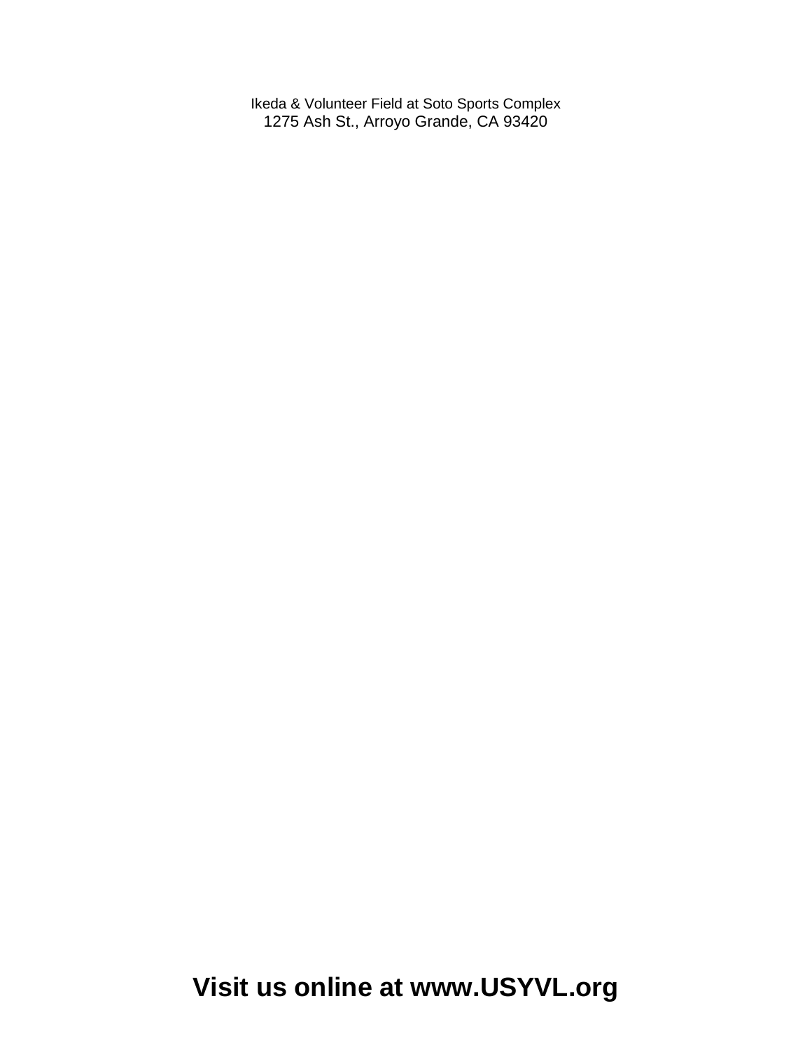Ikeda & Volunteer Field at Soto Sports Complex
1275 Ash St., Arroyo Grande, CA 93420

**Visit us online at www.USYVL.org**